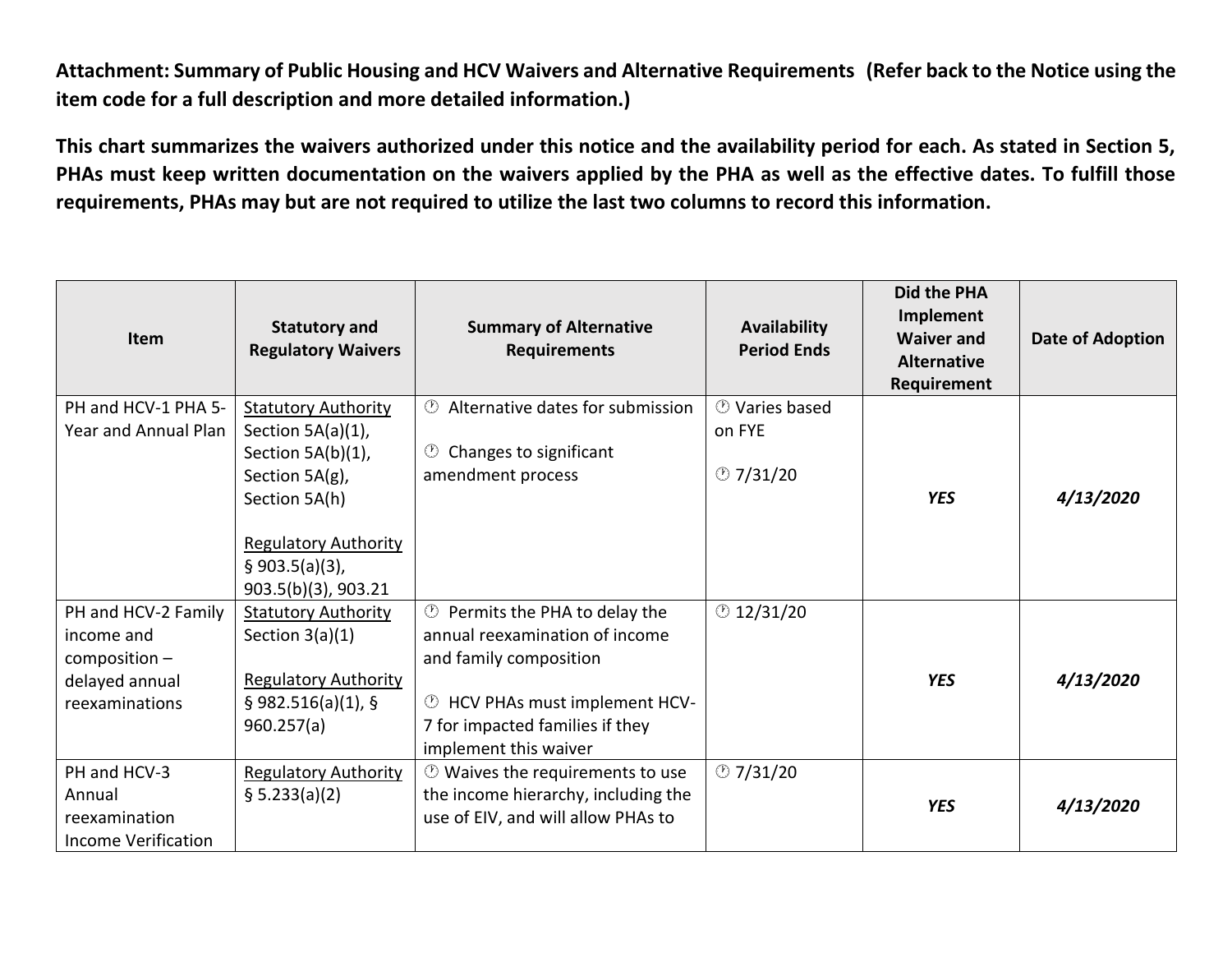**Attachment: Summary of Public Housing and HCV Waivers and Alternative Requirements (Refer back to the Notice using the item code for a full description and more detailed information.)**

**This chart summarizes the waivers authorized under this notice and the availability period for each. As stated in Section 5, PHAs must keep written documentation on the waivers applied by the PHA as well as the effective dates. To fulfill those requirements, PHAs may but are not required to utilize the last two columns to record this information.**

| Item | Statutory and Regulatory Waivers | Summary of Alternative Requirements | Availability Period Ends | Did the PHA Implement Waiver and Alternative Requirement | Date of Adoption |
|---|---|---|---|---|---|
| PH and HCV-1 PHA 5-Year and Annual Plan | Statutory Authority<br>Section 5A(a)(1), Section 5A(b)(1), Section 5A(g), Section 5A(h)<br><br>Regulatory Authority<br>§ 903.5(a)(3), 903.5(b)(3), 903.21 | ⏱ Alternative dates for submission<br><br>⏱ Changes to significant amendment process | ⏱ Varies based on FYE<br><br>⏱ 7/31/20 | ***YES*** | ***4/13/2020*** |
| PH and HCV-2 Family income and composition – delayed annual reexaminations | Statutory Authority<br>Section 3(a)(1)<br><br>Regulatory Authority<br>§ 982.516(a)(1), § 960.257(a) | ⏱ Permits the PHA to delay the annual reexamination of income and family composition<br><br>⏱ HCV PHAs must implement HCV-7 for impacted families if they implement this waiver | ⏱ 12/31/20 | ***YES*** | ***4/13/2020*** |
| PH and HCV-3 Annual reexamination Income Verification | Regulatory Authority<br>§ 5.233(a)(2) | ⏱ Waives the requirements to use the income hierarchy, including the use of EIV, and will allow PHAs to | ⏱ 7/31/20 | ***YES*** | ***4/13/2020*** |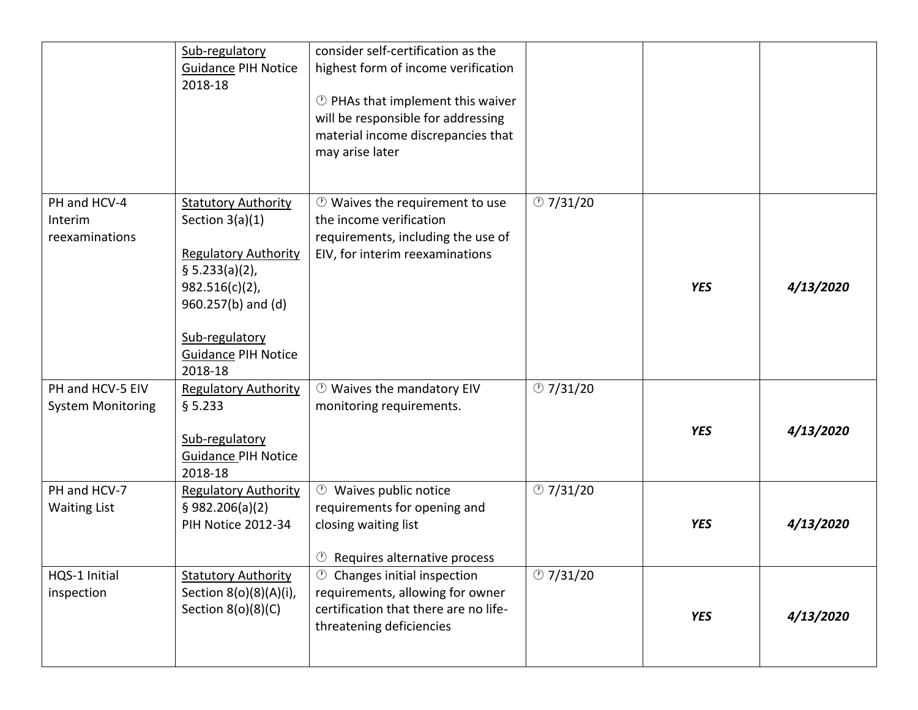| | | | | | |
|---|---|---|---|---|---|
| | Sub-regulatory Guidance PIH Notice 2018-18 | consider self-certification as the highest form of income verification<br><br>🕐 PHAs that implement this waiver will be responsible for addressing material income discrepancies that may arise later | | | |
| PH and HCV-4 Interim reexaminations | Statutory Authority Section 3(a)(1)<br><br>Regulatory Authority § 5.233(a)(2), 982.516(c)(2), 960.257(b) and (d)<br><br>Sub-regulatory Guidance PIH Notice 2018-18 | 🕐 Waives the requirement to use the income verification requirements, including the use of EIV, for interim reexaminations | 🕐 7/31/20 | ***YES*** | ***4/13/2020*** |
| PH and HCV-5 EIV System Monitoring | Regulatory Authority § 5.233<br><br>Sub-regulatory Guidance PIH Notice 2018-18 | 🕐 Waives the mandatory EIV monitoring requirements. | 🕐 7/31/20 | ***YES*** | ***4/13/2020*** |
| PH and HCV-7 Waiting List | Regulatory Authority § 982.206(a)(2) PIH Notice 2012-34 | 🕐 Waives public notice requirements for opening and closing waiting list<br><br>🕐 Requires alternative process | 🕐 7/31/20 | ***YES*** | ***4/13/2020*** |
| HQS-1 Initial inspection | Statutory Authority Section 8(o)(8)(A)(i), Section 8(o)(8)(C) | 🕐 Changes initial inspection requirements, allowing for owner certification that there are no life-threatening deficiencies | 🕐 7/31/20 | ***YES*** | ***4/13/2020*** |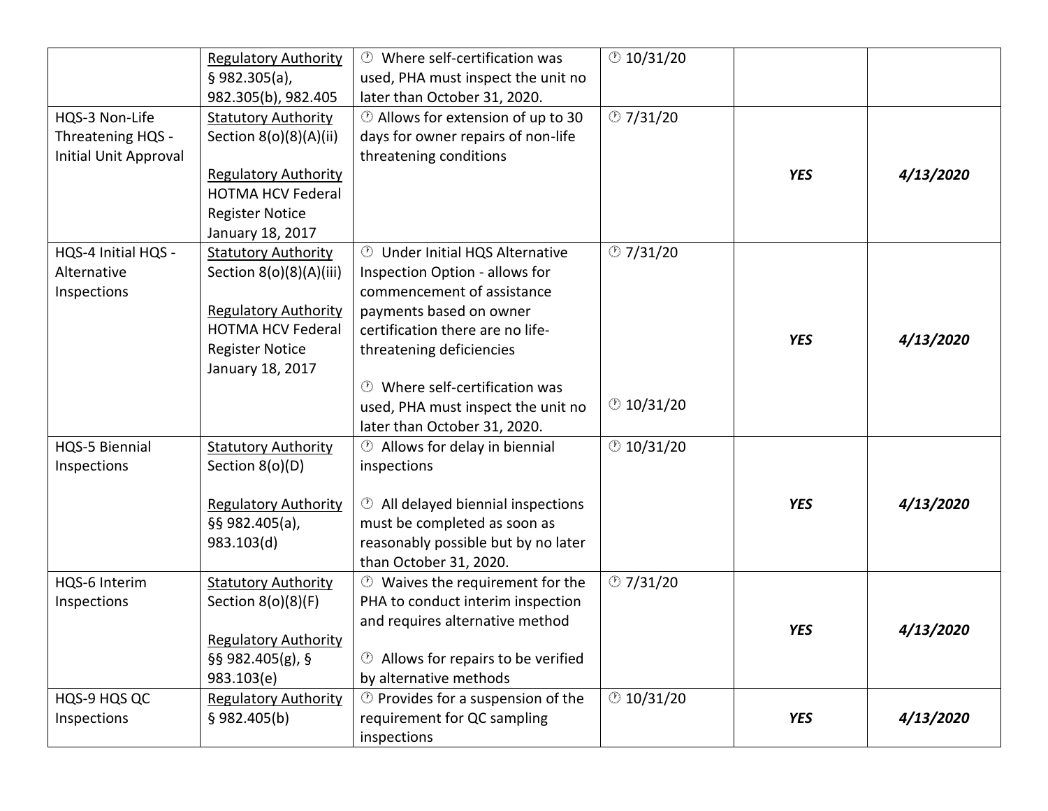| | | | | | |
|---|---|---|---|---|---|
| | Regulatory Authority § 982.305(a), 982.305(b), 982.405 | ⏱ Where self-certification was used, PHA must inspect the unit no later than October 31, 2020. | ⏱ 10/31/20 | | |
| HQS-3 Non-Life Threatening HQS - Initial Unit Approval | Statutory Authority Section 8(o)(8)(A)(ii)<br><br>Regulatory Authority HOTMA HCV Federal Register Notice January 18, 2017 | ⏱ Allows for extension of up to 30 days for owner repairs of non-life threatening conditions | ⏱ 7/31/20 | ***YES*** | ***4/13/2020*** |
| HQS-4 Initial HQS - Alternative Inspections | Statutory Authority Section 8(o)(8)(A)(iii)<br><br>Regulatory Authority HOTMA HCV Federal Register Notice January 18, 2017 | ⏱ Under Initial HQS Alternative Inspection Option - allows for commencement of assistance payments based on owner certification there are no life-threatening deficiencies<br><br>⏱ Where self-certification was used, PHA must inspect the unit no later than October 31, 2020. | ⏱ 7/31/20<br><br>⏱ 10/31/20 | ***YES*** | ***4/13/2020*** |
| HQS-5 Biennial Inspections | Statutory Authority Section 8(o)(D)<br><br>Regulatory Authority §§ 982.405(a), 983.103(d) | ⏱ Allows for delay in biennial inspections<br><br>⏱ All delayed biennial inspections must be completed as soon as reasonably possible but by no later than October 31, 2020. | ⏱ 10/31/20 | ***YES*** | ***4/13/2020*** |
| HQS-6 Interim Inspections | Statutory Authority Section 8(o)(8)(F)<br><br>Regulatory Authority §§ 982.405(g), § 983.103(e) | ⏱ Waives the requirement for the PHA to conduct interim inspection and requires alternative method<br><br>⏱ Allows for repairs to be verified by alternative methods | ⏱ 7/31/20 | ***YES*** | ***4/13/2020*** |
| HQS-9 HQS QC Inspections | Regulatory Authority § 982.405(b) | ⏱ Provides for a suspension of the requirement for QC sampling inspections | ⏱ 10/31/20 | ***YES*** | ***4/13/2020*** |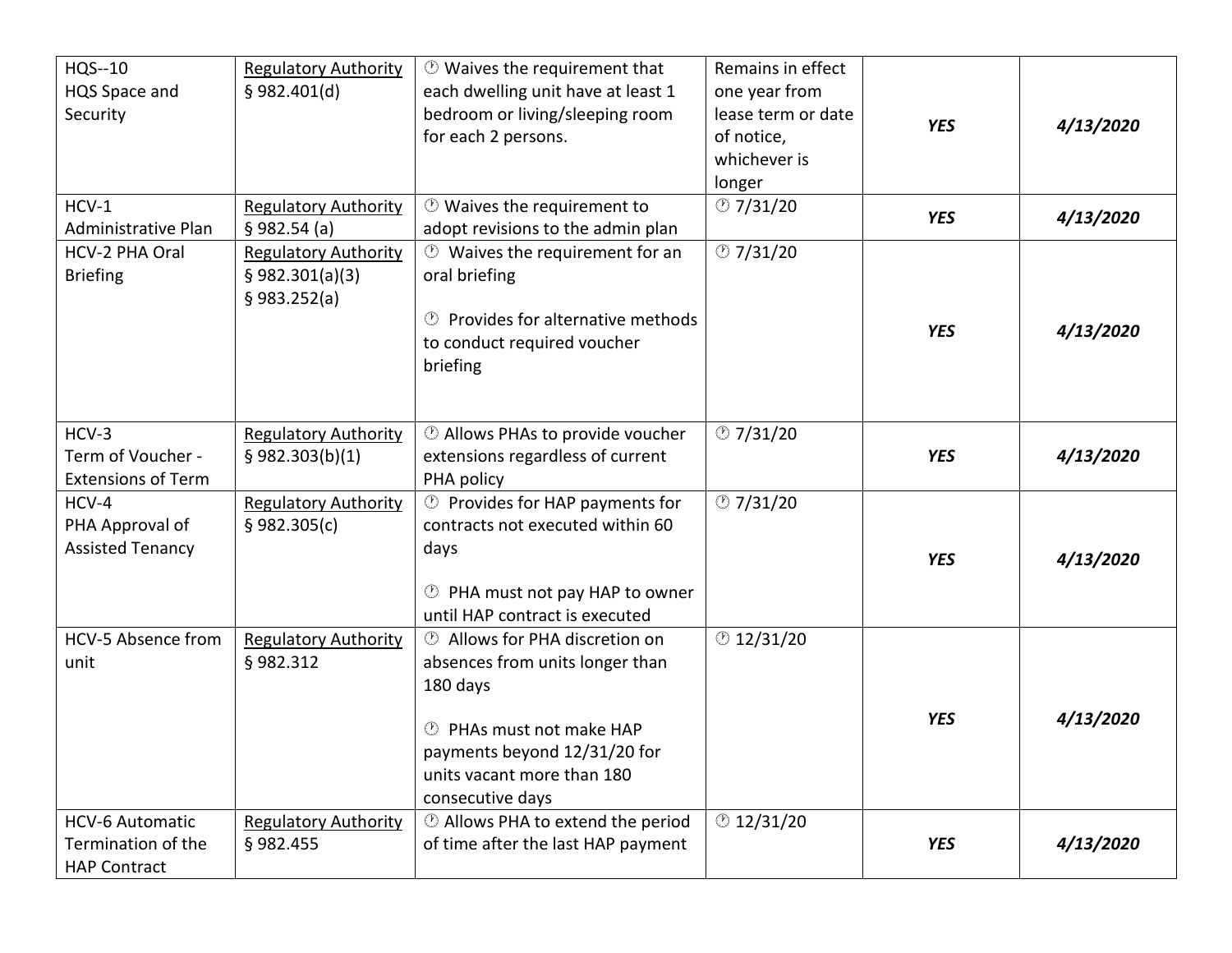| | | | | | |
|---|---|---|---|---|---|
| HQS--10<br>HQS Space and Security | Regulatory Authority<br>§ 982.401(d) | 🕐 Waives the requirement that each dwelling unit have at least 1 bedroom or living/sleeping room for each 2 persons. | Remains in effect one year from lease term or date of notice, whichever is longer | ***YES*** | ***4/13/2020*** |
| HCV-1<br>Administrative Plan | Regulatory Authority<br>§ 982.54 (a) | 🕐 Waives the requirement to adopt revisions to the admin plan | 🕐 7/31/20 | ***YES*** | ***4/13/2020*** |
| HCV-2 PHA Oral Briefing | Regulatory Authority<br>§ 982.301(a)(3)<br>§ 983.252(a) | 🕐 Waives the requirement for an oral briefing<br><br>🕐 Provides for alternative methods to conduct required voucher briefing | 🕐 7/31/20 | ***YES*** | ***4/13/2020*** |
| HCV-3<br>Term of Voucher - Extensions of Term | Regulatory Authority<br>§ 982.303(b)(1) | 🕐 Allows PHAs to provide voucher extensions regardless of current PHA policy | 🕐 7/31/20 | ***YES*** | ***4/13/2020*** |
| HCV-4<br>PHA Approval of Assisted Tenancy | Regulatory Authority<br>§ 982.305(c) | 🕐 Provides for HAP payments for contracts not executed within 60 days<br><br>🕐 PHA must not pay HAP to owner until HAP contract is executed | 🕐 7/31/20 | ***YES*** | ***4/13/2020*** |
| HCV-5 Absence from unit | Regulatory Authority<br>§ 982.312 | 🕐 Allows for PHA discretion on absences from units longer than 180 days<br><br>🕐 PHAs must not make HAP payments beyond 12/31/20 for units vacant more than 180 consecutive days | 🕐 12/31/20 | ***YES*** | ***4/13/2020*** |
| HCV-6 Automatic Termination of the HAP Contract | Regulatory Authority<br>§ 982.455 | 🕐 Allows PHA to extend the period of time after the last HAP payment | 🕐 12/31/20 | ***YES*** | ***4/13/2020*** |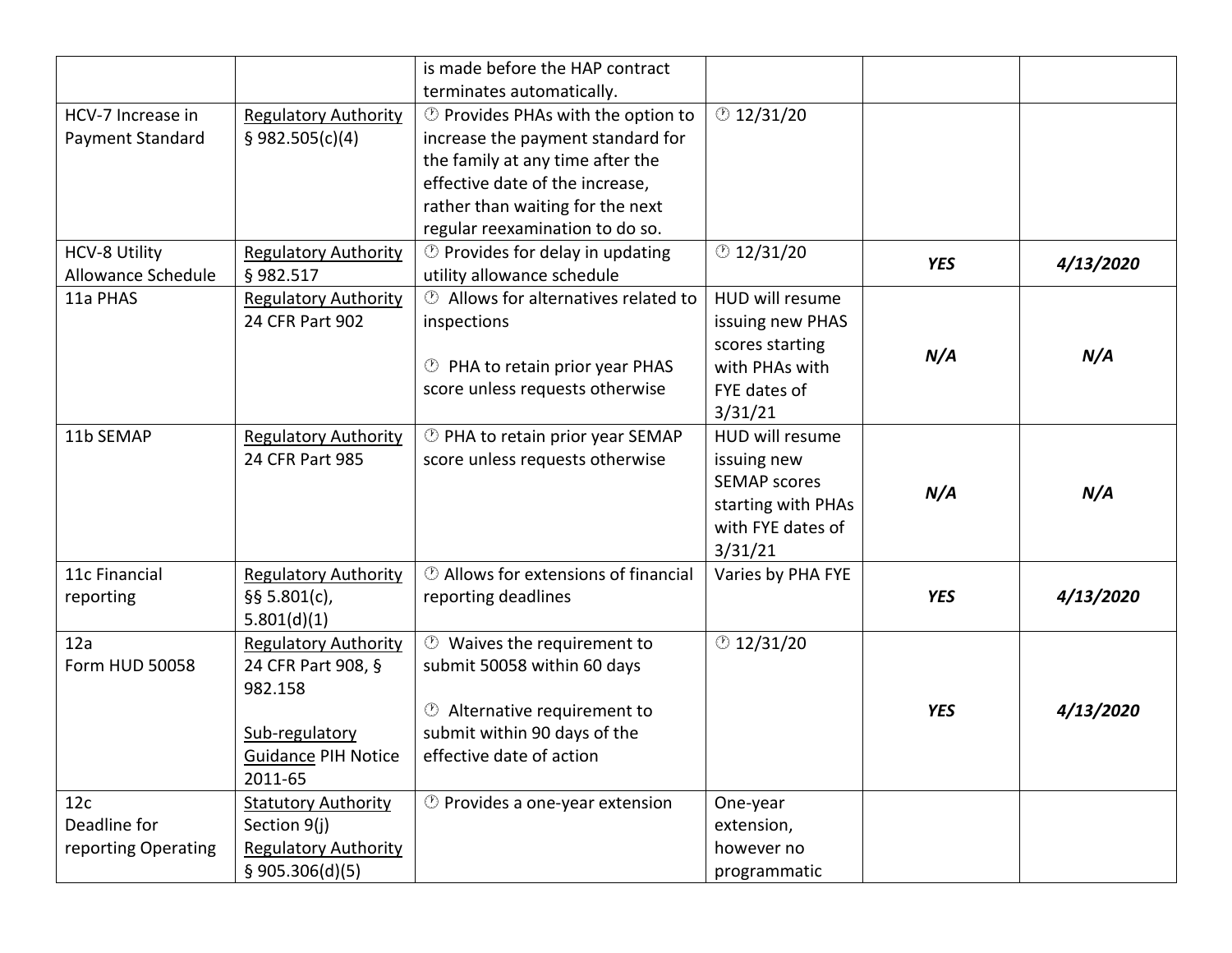| | | is made before the HAP contract terminates automatically. | | | |
|---|---|---|---|---|---|
| HCV-7 Increase in Payment Standard | Regulatory Authority § 982.505(c)(4) | ⏱ Provides PHAs with the option to increase the payment standard for the family at any time after the effective date of the increase, rather than waiting for the next regular reexamination to do so. | ⏱ 12/31/20 | | |
| HCV-8 Utility Allowance Schedule | Regulatory Authority § 982.517 | ⏱ Provides for delay in updating utility allowance schedule | ⏱ 12/31/20 | ***YES*** | ***4/13/2020*** |
| 11a PHAS | Regulatory Authority 24 CFR Part 902 | ⏱ Allows for alternatives related to inspections<br><br>⏱ PHA to retain prior year PHAS score unless requests otherwise | HUD will resume issuing new PHAS scores starting with PHAs with FYE dates of 3/31/21 | ***N/A*** | ***N/A*** |
| 11b SEMAP | Regulatory Authority 24 CFR Part 985 | ⏱ PHA to retain prior year SEMAP score unless requests otherwise | HUD will resume issuing new SEMAP scores starting with PHAs with FYE dates of 3/31/21 | ***N/A*** | ***N/A*** |
| 11c Financial reporting | Regulatory Authority §§ 5.801(c), 5.801(d)(1) | ⏱ Allows for extensions of financial reporting deadlines | Varies by PHA FYE | ***YES*** | ***4/13/2020*** |
| 12a Form HUD 50058 | Regulatory Authority 24 CFR Part 908, § 982.158<br><br>Sub-regulatory Guidance PIH Notice 2011-65 | ⏱ Waives the requirement to submit 50058 within 60 days<br><br>⏱ Alternative requirement to submit within 90 days of the effective date of action | ⏱ 12/31/20 | ***YES*** | ***4/13/2020*** |
| 12c Deadline for reporting Operating | Statutory Authority Section 9(j) Regulatory Authority § 905.306(d)(5) | ⏱ Provides a one-year extension | One-year extension, however no programmatic | | |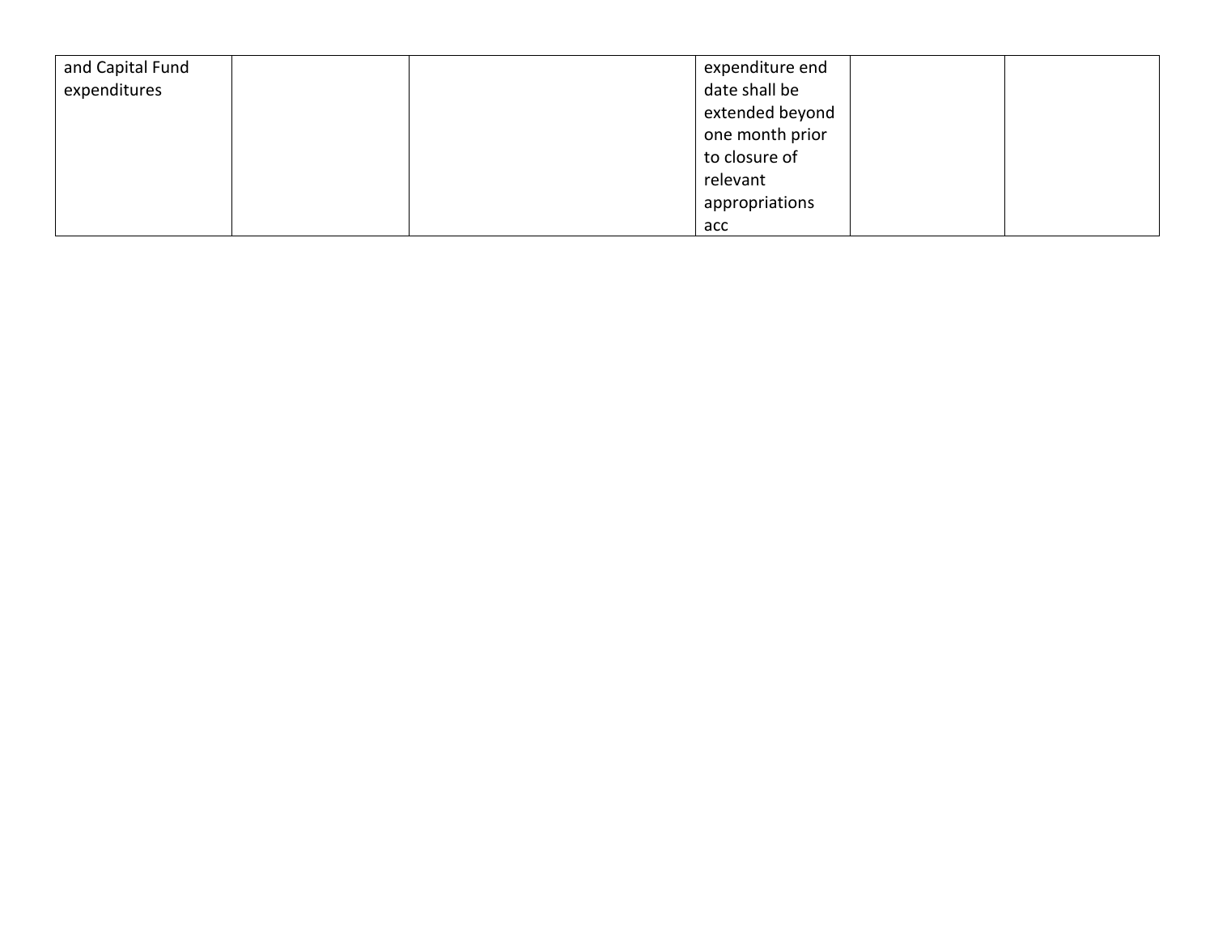| | | | | | |
|---|---|---|---|---|---|
| and Capital Fund expenditures | | | expenditure end date shall be extended beyond one month prior to closure of relevant appropriations acc | | |